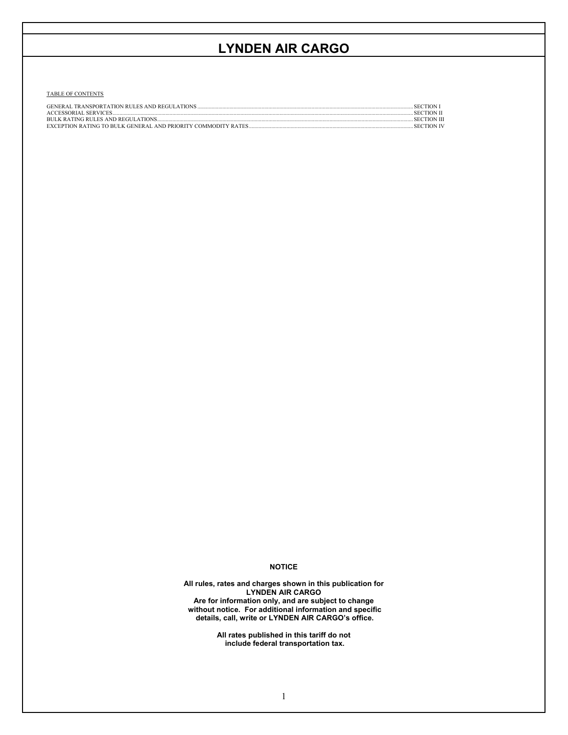# LYNDEN AIR CARGO

TABLE OF CONTENTS

| | |
|---|---|
| GENERAL TRANSPORTATION RULES AND REGULATIONS | SECTION I |
| ACCESSORIAL SERVICES | SECTION II |
| BULK RATING RULES AND REGULATIONS | SECTION III |
| EXCEPTION RATING TO BULK GENERAL AND PRIORITY COMMODITY RATES | SECTION IV |

**NOTICE**

**All rules, rates and charges shown in this publication for LYNDEN AIR CARGO Are for information only, and are subject to change without notice. For additional information and specific details, call, write or LYNDEN AIR CARGO's office.**

**All rates published in this tariff do not include federal transportation tax.**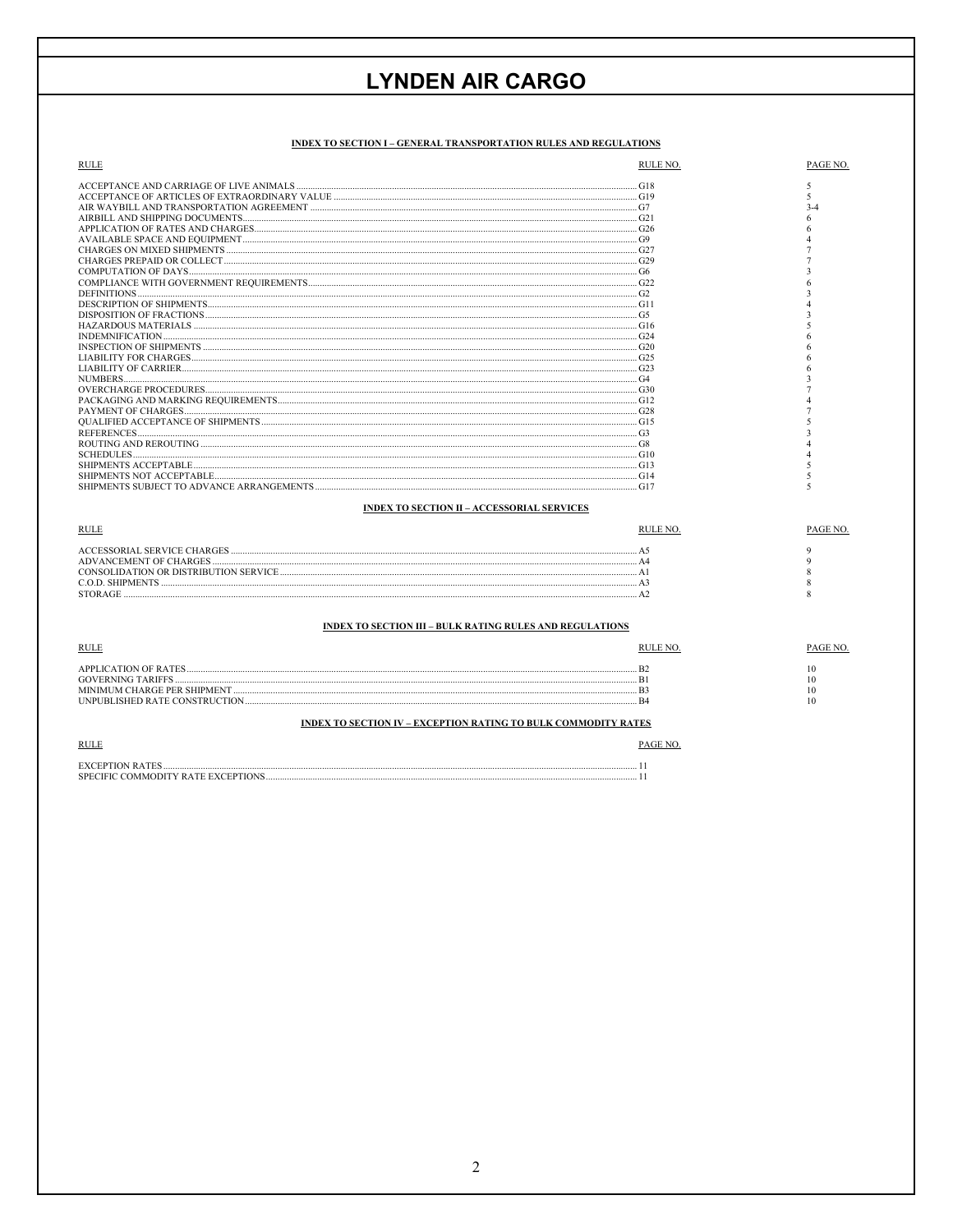# LYNDEN AIR CARGO

## INDEX TO SECTION I – GENERAL TRANSPORTATION RULES AND REGULATIONS

| RULE | RULE NO. | PAGE NO. |
|---|---|---|
| ACCEPTANCE AND CARRIAGE OF LIVE ANIMALS | G18 | 5 |
| ACCEPTANCE OF ARTICLES OF EXTRAORDINARY VALUE | G19 | 5 |
| AIR WAYBILL AND TRANSPORTATION AGREEMENT | G7 | 3-4 |
| AIRBILL AND SHIPPING DOCUMENTS | G21 | 6 |
| APPLICATION OF RATES AND CHARGES | G26 | 6 |
| AVAILABLE SPACE AND EQUIPMENT | G9 | 4 |
| CHARGES ON MIXED SHIPMENTS | G27 | 7 |
| CHARGES PREPAID OR COLLECT | G29 | 7 |
| COMPUTATION OF DAYS | G6 | 3 |
| COMPLIANCE WITH GOVERNMENT REQUIREMENTS | G22 | 6 |
| DEFINITIONS | G2 | 3 |
| DESCRIPTION OF SHIPMENTS | G11 | 4 |
| DISPOSITION OF FRACTIONS | G5 | 3 |
| HAZARDOUS MATERIALS | G16 | 5 |
| INDEMNIFICATION | G24 | 6 |
| INSPECTION OF SHIPMENTS | G20 | 6 |
| LIABILITY FOR CHARGES | G25 | 6 |
| LIABILITY OF CARRIER | G23 | 6 |
| NUMBERS | G4 | 3 |
| OVERCHARGE PROCEDURES | G30 | 7 |
| PACKAGING AND MARKING REQUIREMENTS | G12 | 4 |
| PAYMENT OF CHARGES | G28 | 7 |
| QUALIFIED ACCEPTANCE OF SHIPMENTS | G15 | 5 |
| REFERENCES | G3 | 3 |
| ROUTING AND REROUTING | G8 | 4 |
| SCHEDULES | G10 | 4 |
| SHIPMENTS ACCEPTABLE | G13 | 5 |
| SHIPMENTS NOT ACCEPTABLE | G14 | 5 |
| SHIPMENTS SUBJECT TO ADVANCE ARRANGEMENTS | G17 | 5 |

## INDEX TO SECTION II – ACCESSORIAL SERVICES

| RULE | RULE NO. | PAGE NO. |
|---|---|---|
| ACCESSORIAL SERVICE CHARGES | A5 | 9 |
| ADVANCEMENT OF CHARGES | A4 | 9 |
| CONSOLIDATION OR DISTRIBUTION SERVICE | A1 | 8 |
| C.O.D. SHIPMENTS | A3 | 8 |
| STORAGE | A2 | 8 |

## INDEX TO SECTION III – BULK RATING RULES AND REGULATIONS

| RULE | RULE NO. | PAGE NO. |
|---|---|---|
| APPLICATION OF RATES | B2 | 10 |
| GOVERNING TARIFFS | B1 | 10 |
| MINIMUM CHARGE PER SHIPMENT | B3 | 10 |
| UNPUBLISHED RATE CONSTRUCTION | B4 | 10 |

## INDEX TO SECTION IV – EXCEPTION RATING TO BULK COMMODITY RATES

| RULE | PAGE NO. |
|---|---|
| EXCEPTION RATES | 11 |
| SPECIFIC COMMODITY RATE EXCEPTIONS | 11 |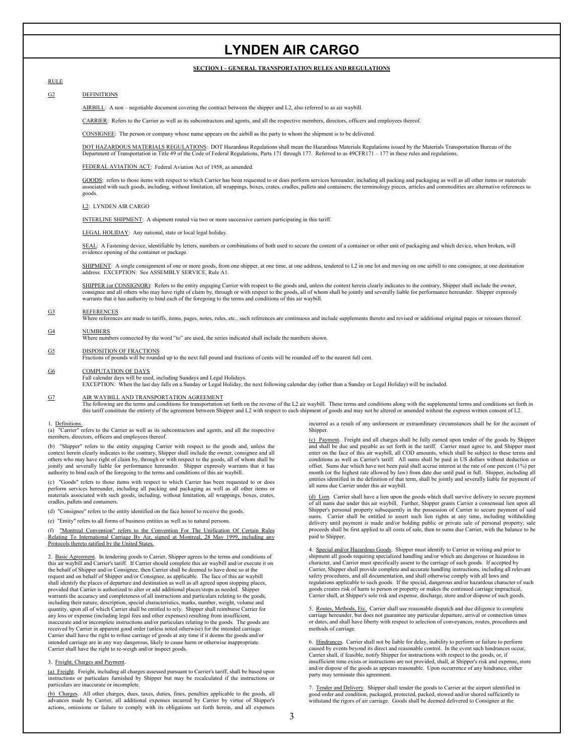# LYNDEN AIR CARGO

## SECTION I – GENERAL TRANSPORTATION RULES AND REGULATIONS

RULE

**G2 DEFINITIONS**

AIRBILL: A non – negotiable document covering the contract between the shipper and L2, also referred to as air waybill.

CARRIER: Refers to the Carrier as well as its subcontractors and agents, and all the respective members, directors, officers and employees thereof.

CONSIGNEE: The person or company whose name appears on the airbill as the party to whom the shipment is to be delivered.

DOT HAZARDOUS MATERIALS REGULATIONS: DOT Hazardous Regulations shall mean the Hazardous Materials Regulations issued by the Materials Transportation Bureau of the Department of Transportation in Title 49 of the Code of Federal Regulations, Parts 171 through 177. Referred to as 49CFR171 – 177 in these rules and regulations.

FEDERAL AVIATION ACT: Federal Aviation Act of 1958, as amended.

GOODS: refers to those items with respect to which Carrier has been requested to or does perform services hereunder, including all packing and packaging as well as all other items or materials associated with such goods, including, without limitation, all wrappings, boxes, crates, cradles, pallets and containers; the terminology pieces, articles and commodities are alternative references to goods.

L2: LYNDEN AIR CARGO

INTERLINE SHIPMENT: A shipment routed via two or more successive carriers participating in this tariff.

LEGAL HOLIDAY: Any national, state or local legal holiday.

SEAL: A Fastening device, identifiable by letters, numbers or combinations of both used to secure the content of a container or other unit of packaging and which device, when broken, will evidence opening of the container or package.

SHIPMENT: A single consignment of one or more goods, from one shipper, at one time, at one address, tendered to L2 in one lot and moving on one airbill to one consignee, at one destination address. EXCEPTION: See ASSEMBLY SERVICE, Rule A1.

SHIPPER (or CONSIGNOR): Refers to the entity engaging Carrier with respect to the goods and, unless the context herein clearly indicates to the contrary, Shipper shall include the owner, consignee and all others who may have right of claim by, through or with respect to the goods, all of whom shall be jointly and severally liable for performance hereunder. Shipper expressly warrants that it has authority to bind each of the foregoing to the terms and conditions of this air waybill.

**G3 REFERENCES**

Where references are made to tariffs, items, pages, notes, rules, etc., such references are continuous and include supplements thereto and revised or additional original pages or reissues thereof.

**G4 NUMBERS**

Where numbers connected by the word "to" are used, the series indicated shall include the numbers shown.

**G5 DISPOSITION OF FRACTIONS**

Fractions of pounds will be rounded up to the next full pound and fractions of cents will be rounded off to the nearest full cent.

**G6 COMPUTATION OF DAYS**

Full calendar days will be used, including Sundays and Legal Holidays.
EXCEPTION: When the last day falls on a Sunday or Legal Holiday, the next following calendar day (other than a Sunday or Legal Holiday) will be included.

**G7 AIR WAYBILL AND TRANSPORTATION AGREEMENT**

The following are the terms and conditions for transportation set forth on the reverse of the L2 air waybill. These terms and conditions along with the supplemental terms and conditions set forth in this tariff constitute the entirety of the agreement between Shipper and L2 with respect to each shipment of goods and may not be altered or amended without the express written consent of L2.

1. Definitions.

(a) "Carrier" refers to the Carrier as well as its subcontractors and agents, and all the respective members, directors, officers and employees thereof.

(b) "Shipper" refers to the entity engaging Carrier with respect to the goods and, unless the context herein clearly indicates to the contrary, Shipper shall include the owner, consignee and all others who may have right of claim by, through or with respect to the goods, all of whom shall be jointly and severally liable for performance hereunder. Shipper expressly warrants that it has authority to bind each of the foregoing to the terms and conditions of this air waybill.

(c) "Goods" refers to those items with respect to which Carrier has been requested to or does perform services hereunder, including all packing and packaging as well as all other items or materials associated with such goods, including, without limitation, all wrappings, boxes, crates, cradles, pallets and containers.

(d) "Consignee" refers to the entity identified on the face hereof to receive the goods.

(e) "Entity" refers to all forms of business entities as well as to natural persons.

(f) "Montreal Convention" refers to the Convention For The Unification Of Certain Rules Relating To International Carriage By Air, signed at Montreal, 28 May 1999, including any Protocols thereto ratified by the United States.

2. Basic Agreement. In tendering goods to Carrier, Shipper agrees to the terms and conditions of this air waybill and Carrier's tariff. If Carrier should complete this air waybill and/or execute it on the behalf of Shipper and/or Consignee, then Carrier shall be deemed to have done so at the request and on behalf of Shipper and/or Consignee, as applicable. The face of this air waybill shall identify the places of departure and destination as well as all agreed upon stopping places, provided that Carrier is authorized to alter or add additional places/stops as needed. Shipper warrants the accuracy and completeness of all instructions and particulars relating to the goods, including their nature, description, special characteristics, marks, number, weight, volume and quantity, upon all of which Carrier shall be entitled to rely. Shipper shall reimburse Carrier for any loss or expense (including legal fees and other expenses) resulting from insufficient, inaccurate and/or incomplete instructions and/or particulars relating to the goods. The goods are received by Carrier in apparent good order (unless noted otherwise) for the intended carriage. Carrier shall have the right to refuse carriage of goods at any time if it deems the goods and/or intended carriage are in any way dangerous, likely to cause harm or otherwise inappropriate. Carrier shall have the right to re-weigh and/or inspect goods.

3. Freight, Charges and Payment.

(a) Freight. Freight, including all charges assessed pursuant to Carrier's tariff, shall be based upon instructions or particulars furnished by Shipper but may be recalculated if the instructions or particulars are inaccurate or incomplete.

(b) Charges. All other charges, dues, taxes, duties, fines, penalties applicable to the goods, all advances made by Carrier, all additional expenses incurred by Carrier by virtue of Shipper's actions, omissions or failure to comply with its obligations set forth herein, and all expenses incurred as a result of any unforeseen or extraordinary circumstances shall be for the account of Shipper.

(c) Payment. Freight and all charges shall be fully earned upon tender of the goods by Shipper and shall be due and payable as set forth in the tariff. Carrier must agree to, and Shipper must enter on the face of this air waybill, all COD amounts, which shall be subject to these terms and conditions as well as Carrier's tariff. All sums shall be paid in US dollars without deduction or offset. Sums due which have not been paid shall accrue interest at the rate of one percent (1%) per month (or the highest rate allowed by law) from date due until paid in full. Shipper, including all entities identified in the definition of that term, shall be jointly and severally liable for payment of all sums due Carrier under this air waybill.

(d) Lien. Carrier shall have a lien upon the goods which shall survive delivery to secure payment of all sums due under this air waybill. Further, Shipper grants Carrier a consensual lien upon all Shipper's personal property subsequently in the possession of Carrier to secure payment of said sums. Carrier shall be entitled to assert such lien rights at any time, including withholding delivery until payment is made and/or holding public or private sale of personal property; sale proceeds shall be first applied to all costs of sale, then to sums due Carrier, with the balance to be paid to Shipper.

4. Special and/or Hazardous Goods. Shipper must identify to Carrier in writing and prior to shipment all goods requiring specialized handling and/or which are dangerous or hazardous in character, and Carrier must specifically assent to the carriage of such goods. If accepted by Carrier, Shipper shall provide complete and accurate handling instructions, including all relevant safety procedures, and all documentation, and shall otherwise comply with all laws and regulations applicable to such goods. If the special, dangerous and/or hazardous character of such goods creates risk of harm to person or property or makes the continued carriage impractical, Carrier shall, at Shipper's sole risk and expense, discharge, store and/or dispose of such goods.

5. Routes, Methods, Etc. Carrier shall use reasonable dispatch and due diligence to complete carriage hereunder, but does not guarantee any particular departure, arrival or connection times or dates, and shall have liberty with respect to selection of conveyances, routes, procedures and methods of carriage.

6. Hindrances. Carrier shall not be liable for delay, inability to perform or failure to perform caused by events beyond its direct and reasonable control. In the event such hindrances occur, Carrier shall, if feasible, notify Shipper for instructions with respect to the goods, or, if insufficient time exists or instructions are not provided, shall, at Shipper's risk and expense, store and/or dispose of the goods as appears reasonable. Upon occurrence of any hindrance, either party may terminate this agreement.

7. Tender and Delivery. Shipper shall tender the goods to Carrier at the airport identified in good order and condition, packaged, protected, packed, stowed and/or shored sufficiently to withstand the rigors of air carriage. Goods shall be deemed delivered to Consignee at the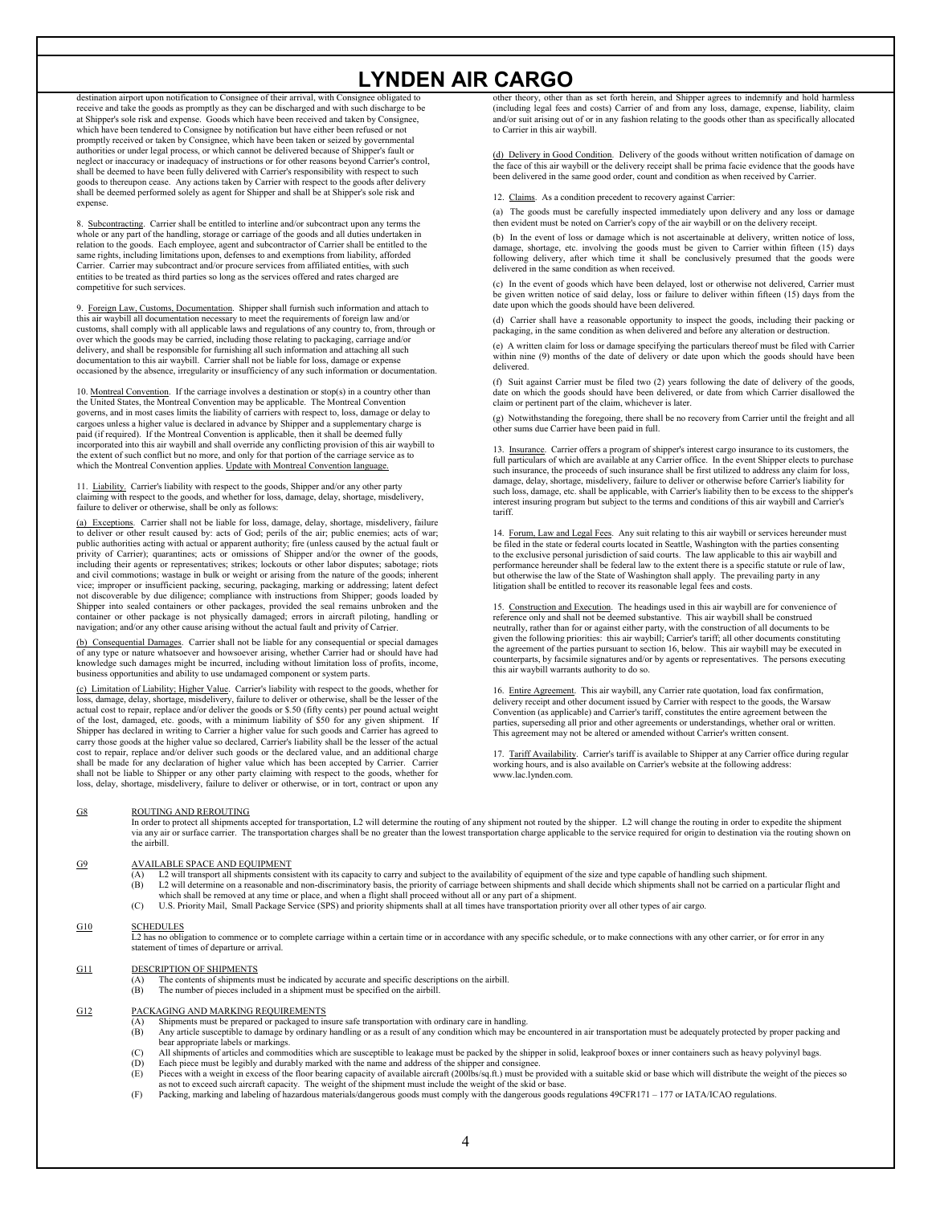# LYNDEN AIR CARGO

destination airport upon notification to Consignee of their arrival, with Consignee obligated to receive and take the goods as promptly as they can be discharged and with such discharge to be at Shipper's sole risk and expense. Goods which have been received and taken by Consignee, which have been tendered to Consignee by notification but have either been refused or not promptly received or taken by Consignee, which have been taken or seized by governmental authorities or under legal process, or which cannot be delivered because of Shipper's fault or neglect or inaccuracy or inadequacy of instructions or for other reasons beyond Carrier's control, shall be deemed to have been fully delivered with Carrier's responsibility with respect to such goods to thereupon cease. Any actions taken by Carrier with respect to the goods after delivery shall be deemed performed solely as agent for Shipper and shall be at Shipper's sole risk and expense.

8. Subcontracting. Carrier shall be entitled to interline and/or subcontract upon any terms the whole or any part of the handling, storage or carriage of the goods and all duties undertaken in relation to the goods. Each employee, agent and subcontractor of Carrier shall be entitled to the same rights, including limitations upon, defenses to and exemptions from liability, afforded Carrier. Carrier may subcontract and/or procure services from affiliated entities, with such entities to be treated as third parties so long as the services offered and rates charged are competitive for such services.

9. Foreign Law, Customs, Documentation. Shipper shall furnish such information and attach to this air waybill all documentation necessary to meet the requirements of foreign law and/or customs, shall comply with all applicable laws and regulations of any country to, from, through or over which the goods may be carried, including those relating to packaging, carriage and/or delivery, and shall be responsible for furnishing all such information and attaching all such documentation to this air waybill. Carrier shall not be liable for loss, damage or expense occasioned by the absence, irregularity or insufficiency of any such information or documentation.

10. Montreal Convention. If the carriage involves a destination or stop(s) in a country other than the United States, the Montreal Convention may be applicable. The Montreal Convention governs, and in most cases limits the liability of carriers with respect to, loss, damage or delay to cargoes unless a higher value is declared in advance by Shipper and a supplementary charge is paid (if required). If the Montreal Convention is applicable, then it shall be deemed fully incorporated into this air waybill and shall override any conflicting provision of this air waybill to the extent of such conflict but no more, and only for that portion of the carriage service as to which the Montreal Convention applies. Update with Montreal Convention language.

11. Liability. Carrier's liability with respect to the goods, Shipper and/or any other party claiming with respect to the goods, and whether for loss, damage, delay, shortage, misdelivery, failure to deliver or otherwise, shall be only as follows:

(a) Exceptions. Carrier shall not be liable for loss, damage, delay, shortage, misdelivery, failure to deliver or other result caused by: acts of God; perils of the air; public enemies; acts of war; public authorities acting with actual or apparent authority; fire (unless caused by the actual fault or privity of Carrier); quarantines; acts or omissions of Shipper and/or the owner of the goods, including their agents or representatives; strikes; lockouts or other labor disputes; sabotage; riots and civil commotions; wastage in bulk or weight or arising from the nature of the goods; inherent vice; improper or insufficient packing, securing, packaging, marking or addressing; latent defect not discoverable by due diligence; compliance with instructions from Shipper; goods loaded by Shipper into sealed containers or other packages, provided the seal remains unbroken and the container or other package is not physically damaged; errors in aircraft piloting, handling or navigation; and/or any other cause arising without the actual fault and privity of Carrier.

(b) Consequential Damages. Carrier shall not be liable for any consequential or special damages of any type or nature whatsoever and howsoever arising, whether Carrier had or should have had knowledge such damages might be incurred, including without limitation loss of profits, income, business opportunities and ability to use undamaged component or system parts.

(c) Limitation of Liability; Higher Value. Carrier's liability with respect to the goods, whether for loss, damage, delay, shortage, misdelivery, failure to deliver or otherwise, shall be the lesser of the actual cost to repair, replace and/or deliver the goods or $.50 (fifty cents) per pound actual weight of the lost, damaged, etc. goods, with a minimum liability of $50 for any given shipment. If Shipper has declared in writing to Carrier a higher value for such goods and Carrier has agreed to carry those goods at the higher value so declared, Carrier's liability shall be the lesser of the actual cost to repair, replace and/or deliver such goods or the declared value, and an additional charge shall be made for any declaration of higher value which has been accepted by Carrier. Carrier shall not be liable to Shipper or any other party claiming with respect to the goods, whether for loss, delay, shortage, misdelivery, failure to deliver or otherwise, or in tort, contract or upon any other theory, other than as set forth herein, and Shipper agrees to indemnify and hold harmless (including legal fees and costs) Carrier of and from any loss, damage, expense, liability, claim and/or suit arising out of or in any fashion relating to the goods other than as specifically allocated to Carrier in this air waybill.

(d) Delivery in Good Condition. Delivery of the goods without written notification of damage on the face of this air waybill or the delivery receipt shall be prima facie evidence that the goods have been delivered in the same good order, count and condition as when received by Carrier.

12. Claims. As a condition precedent to recovery against Carrier:

(a) The goods must be carefully inspected immediately upon delivery and any loss or damage then evident must be noted on Carrier's copy of the air waybill or on the delivery receipt.

(b) In the event of loss or damage which is not ascertainable at delivery, written notice of loss, damage, shortage, etc. involving the goods must be given to Carrier within fifteen (15) days following delivery, after which time it shall be conclusively presumed that the goods were delivered in the same condition as when received.

(c) In the event of goods which have been delayed, lost or otherwise not delivered, Carrier must be given written notice of said delay, loss or failure to deliver within fifteen (15) days from the date upon which the goods should have been delivered.

(d) Carrier shall have a reasonable opportunity to inspect the goods, including their packing or packaging, in the same condition as when delivered and before any alteration or destruction.

(e) A written claim for loss or damage specifying the particulars thereof must be filed with Carrier within nine (9) months of the date of delivery or date upon which the goods should have been delivered.

(f) Suit against Carrier must be filed two (2) years following the date of delivery of the goods, date on which the goods should have been delivered, or date from which Carrier disallowed the claim or pertinent part of the claim, whichever is later.

(g) Notwithstanding the foregoing, there shall be no recovery from Carrier until the freight and all other sums due Carrier have been paid in full.

13. Insurance. Carrier offers a program of shipper's interest cargo insurance to its customers, the full particulars of which are available at any Carrier office. In the event Shipper elects to purchase such insurance, the proceeds of such insurance shall be first utilized to address any claim for loss, damage, delay, shortage, misdelivery, failure to deliver or otherwise before Carrier's liability for such loss, damage, etc. shall be applicable, with Carrier's liability then to be excess to the shipper's interest insuring program but subject to the terms and conditions of this air waybill and Carrier's tariff.

14. Forum, Law and Legal Fees. Any suit relating to this air waybill or services hereunder must be filed in the state or federal courts located in Seattle, Washington with the parties consenting to the exclusive personal jurisdiction of said courts. The law applicable to this air waybill and performance hereunder shall be federal law to the extent there is a specific statute or rule of law, but otherwise the law of the State of Washington shall apply. The prevailing party in any litigation shall be entitled to recover its reasonable legal fees and costs.

15. Construction and Execution. The headings used in this air waybill are for convenience of reference only and shall not be deemed substantive. This air waybill shall be construed neutrally, rather than for or against either party, with the construction of all documents to be given the following priorities: this air waybill; Carrier's tariff; all other documents constituting the agreement of the parties pursuant to section 16, below. This air waybill may be executed in counterparts, by facsimile signatures and/or by agents or representatives. The persons executing this air waybill warrants authority to do so.

16. Entire Agreement. This air waybill, any Carrier rate quotation, load fax confirmation, delivery receipt and other document issued by Carrier with respect to the goods, the Warsaw Convention (as applicable) and Carrier's tariff, constitutes the entire agreement between the parties, superseding all prior and other agreements or understandings, whether oral or written. This agreement may not be altered or amended without Carrier's written consent.

17. Tariff Availability. Carrier's tariff is available to Shipper at any Carrier office during regular working hours, and is also available on Carrier's website at the following address: www.lac.lynden.com.

**G8 ROUTING AND REROUTING**

In order to protect all shipments accepted for transportation, L2 will determine the routing of any shipment not routed by the shipper. L2 will change the routing in order to expedite the shipment via any air or surface carrier. The transportation charges shall be no greater than the lowest transportation charge applicable to the service required for origin to destination via the routing shown on the airbill.

**G9 AVAILABLE SPACE AND EQUIPMENT**

(A) L2 will transport all shipments consistent with its capacity to carry and subject to the availability of equipment of the size and type capable of handling such shipment.
(B) L2 will determine on a reasonable and non-discriminatory basis, the priority of carriage between shipments and shall decide which shipments shall not be carried on a particular flight and which shall be removed at any time or place, and when a flight shall proceed without all or any part of a shipment.
(C) U.S. Priority Mail, Small Package Service (SPS) and priority shipments shall at all times have transportation priority over all other types of air cargo.

**G10 SCHEDULES**

L2 has no obligation to commence or to complete carriage within a certain time or in accordance with any specific schedule, or to make connections with any other carrier, or for error in any statement of times of departure or arrival.

**G11 DESCRIPTION OF SHIPMENTS**

(A) The contents of shipments must be indicated by accurate and specific descriptions on the airbill.
(B) The number of pieces included in a shipment must be specified on the airbill.

**G12 PACKAGING AND MARKING REQUIREMENTS**

(A) Shipments must be prepared or packaged to insure safe transportation with ordinary care in handling.
(B) Any article susceptible to damage by ordinary handling or as a result of any condition which may be encountered in air transportation must be adequately protected by proper packing and bear appropriate labels or markings.
(C) All shipments of articles and commodities which are susceptible to leakage must be packed by the shipper in solid, leakproof boxes or inner containers such as heavy polyvinyl bags.
(D) Each piece must be legibly and durably marked with the name and address of the shipper and consignee.
(E) Pieces with a weight in excess of the floor bearing capacity of available aircraft (200lbs/sq.ft.) must be provided with a suitable skid or base which will distribute the weight of the pieces so as not to exceed such aircraft capacity. The weight of the shipment must include the weight of the skid or base.
(F) Packing, marking and labeling of hazardous materials/dangerous goods must comply with the dangerous goods regulations 49CFR171 – 177 or IATA/ICAO regulations.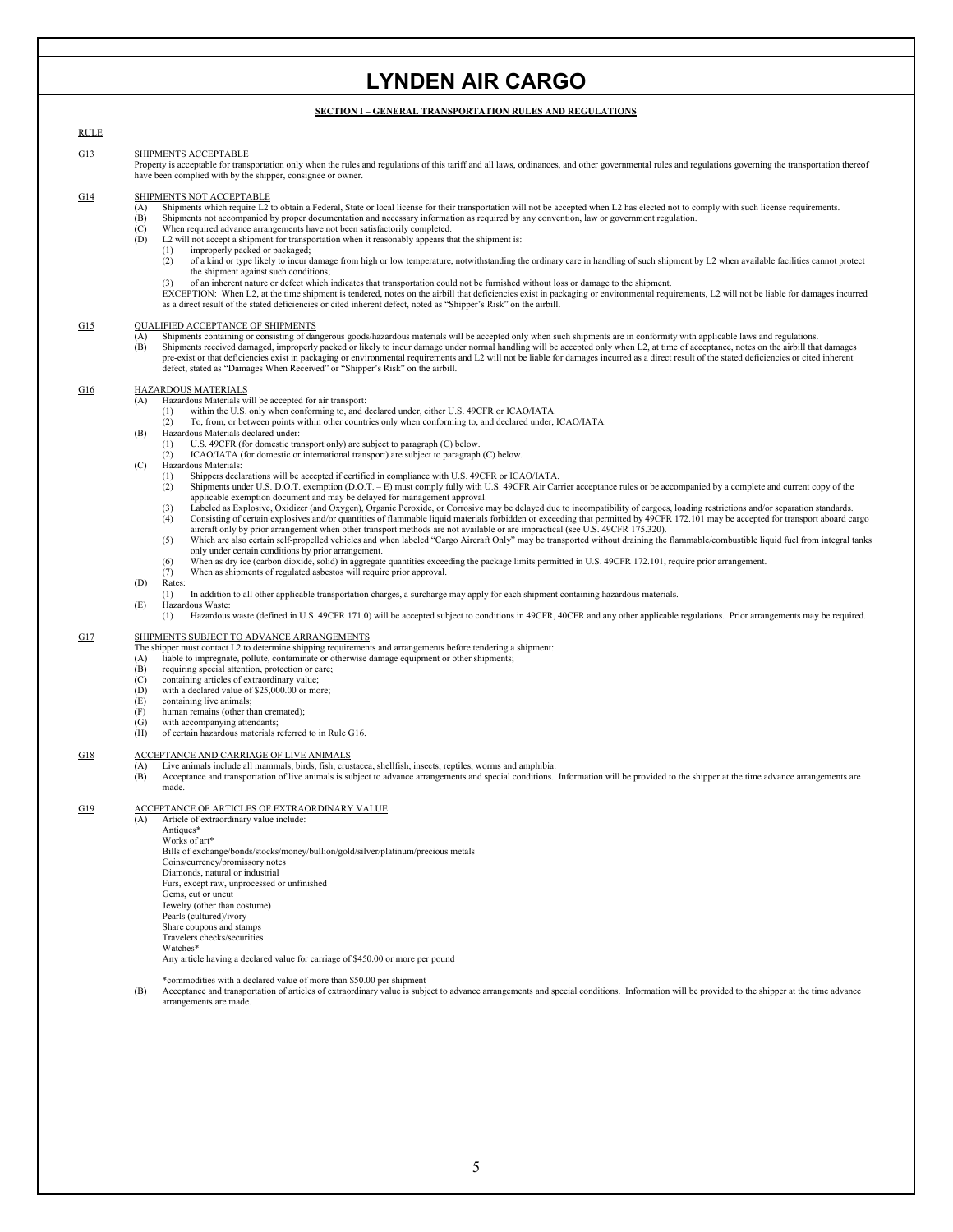# LYNDEN AIR CARGO

## SECTION I – GENERAL TRANSPORTATION RULES AND REGULATIONS

RULE

### G13 SHIPMENTS ACCEPTABLE

Property is acceptable for transportation only when the rules and regulations of this tariff and all laws, ordinances, and other governmental rules and regulations governing the transportation thereof have been complied with by the shipper, consignee or owner.

### G14 SHIPMENTS NOT ACCEPTABLE

(A) Shipments which require L2 to obtain a Federal, State or local license for their transportation will not be accepted when L2 has elected not to comply with such license requirements.
(B) Shipments not accompanied by proper documentation and necessary information as required by any convention, law or government regulation.
(C) When required advance arrangements have not been satisfactorily completed.
(D) L2 will not accept a shipment for transportation when it reasonably appears that the shipment is:
  (1) improperly packed or packaged;
  (2) of a kind or type likely to incur damage from high or low temperature, notwithstanding the ordinary care in handling of such shipment by L2 when available facilities cannot protect the shipment against such conditions;
  (3) of an inherent nature or defect which indicates that transportation could not be furnished without loss or damage to the shipment.

  EXCEPTION: When L2, at the time shipment is tendered, notes on the airbill that deficiencies exist in packaging or environmental requirements, L2 will not be liable for damages incurred as a direct result of the stated deficiencies or cited inherent defect, noted as "Shipper's Risk" on the airbill.

### G15 QUALIFIED ACCEPTANCE OF SHIPMENTS

(A) Shipments containing or consisting of dangerous goods/hazardous materials will be accepted only when such shipments are in conformity with applicable laws and regulations.
(B) Shipments received damaged, improperly packed or likely to incur damage under normal handling will be accepted only when L2, at time of acceptance, notes on the airbill that damages pre-exist or that deficiencies exist in packaging or environmental requirements and L2 will not be liable for damages incurred as a direct result of the stated deficiencies or cited inherent defect, stated as "Damages When Received" or "Shipper's Risk" on the airbill.

### G16 HAZARDOUS MATERIALS

(A) Hazardous Materials will be accepted for air transport:
  (1) within the U.S. only when conforming to, and declared under, either U.S. 49CFR or ICAO/IATA.
  (2) To, from, or between points within other countries only when conforming to, and declared under, ICAO/IATA.
(B) Hazardous Materials declared under:
  (1) U.S. 49CFR (for domestic transport only) are subject to paragraph (C) below.
  (2) ICAO/IATA (for domestic or international transport) are subject to paragraph (C) below.
(C) Hazardous Materials:
  (1) Shippers declarations will be accepted if certified in compliance with U.S. 49CFR or ICAO/IATA.
  (2) Shipments under U.S. D.O.T. exemption (D.O.T. – E) must comply fully with U.S. 49CFR Air Carrier acceptance rules or be accompanied by a complete and current copy of the applicable exemption document and may be delayed for management approval.
  (3) Labeled as Explosive, Oxidizer (and Oxygen), Organic Peroxide, or Corrosive may be delayed due to incompatibility of cargoes, loading restrictions and/or separation standards.
  (4) Consisting of certain explosives and/or quantities of flammable liquid materials forbidden or exceeding that permitted by 49CFR 172.101 may be accepted for transport aboard cargo aircraft only by prior arrangement when other transport methods are not available or are impractical (see U.S. 49CFR 175.320).
  (5) Which are also certain self-propelled vehicles and when labeled "Cargo Aircraft Only" may be transported without draining the flammable/combustible liquid fuel from integral tanks only under certain conditions by prior arrangement.
  (6) When as dry ice (carbon dioxide, solid) in aggregate quantities exceeding the package limits permitted in U.S. 49CFR 172.101, require prior arrangement.
  (7) When as shipments of regulated asbestos will require prior approval.
(D) Rates:
  (1) In addition to all other applicable transportation charges, a surcharge may apply for each shipment containing hazardous materials.
(E) Hazardous Waste:
  (1) Hazardous waste (defined in U.S. 49CFR 171.0) will be accepted subject to conditions in 49CFR, 40CFR and any other applicable regulations. Prior arrangements may be required.

### G17 SHIPMENTS SUBJECT TO ADVANCE ARRANGEMENTS

The shipper must contact L2 to determine shipping requirements and arrangements before tendering a shipment:
(A) liable to impregnate, pollute, contaminate or otherwise damage equipment or other shipments;
(B) requiring special attention, protection or care;
(C) containing articles of extraordinary value;
(D) with a declared value of $25,000.00 or more;
(E) containing live animals;
(F) human remains (other than cremated);
(G) with accompanying attendants;
(H) of certain hazardous materials referred to in Rule G16.

### G18 ACCEPTANCE AND CARRIAGE OF LIVE ANIMALS

(A) Live animals include all mammals, birds, fish, crustacea, shellfish, insects, reptiles, worms and amphibia.
(B) Acceptance and transportation of live animals is subject to advance arrangements and special conditions. Information will be provided to the shipper at the time advance arrangements are made.

### G19 ACCEPTANCE OF ARTICLES OF EXTRAORDINARY VALUE

(A) Article of extraordinary value include:
  Antiques*
  Works of art*
  Bills of exchange/bonds/stocks/money/bullion/gold/silver/platinum/precious metals
  Coins/currency/promissory notes
  Diamonds, natural or industrial
  Furs, except raw, unprocessed or unfinished
  Gems, cut or uncut
  Jewelry (other than costume)
  Pearls (cultured)/ivory
  Share coupons and stamps
  Travelers checks/securities
  Watches*
  Any article having a declared value for carriage of $450.00 or more per pound

  *commodities with a declared value of more than $50.00 per shipment
(B) Acceptance and transportation of articles of extraordinary value is subject to advance arrangements and special conditions. Information will be provided to the shipper at the time advance arrangements are made.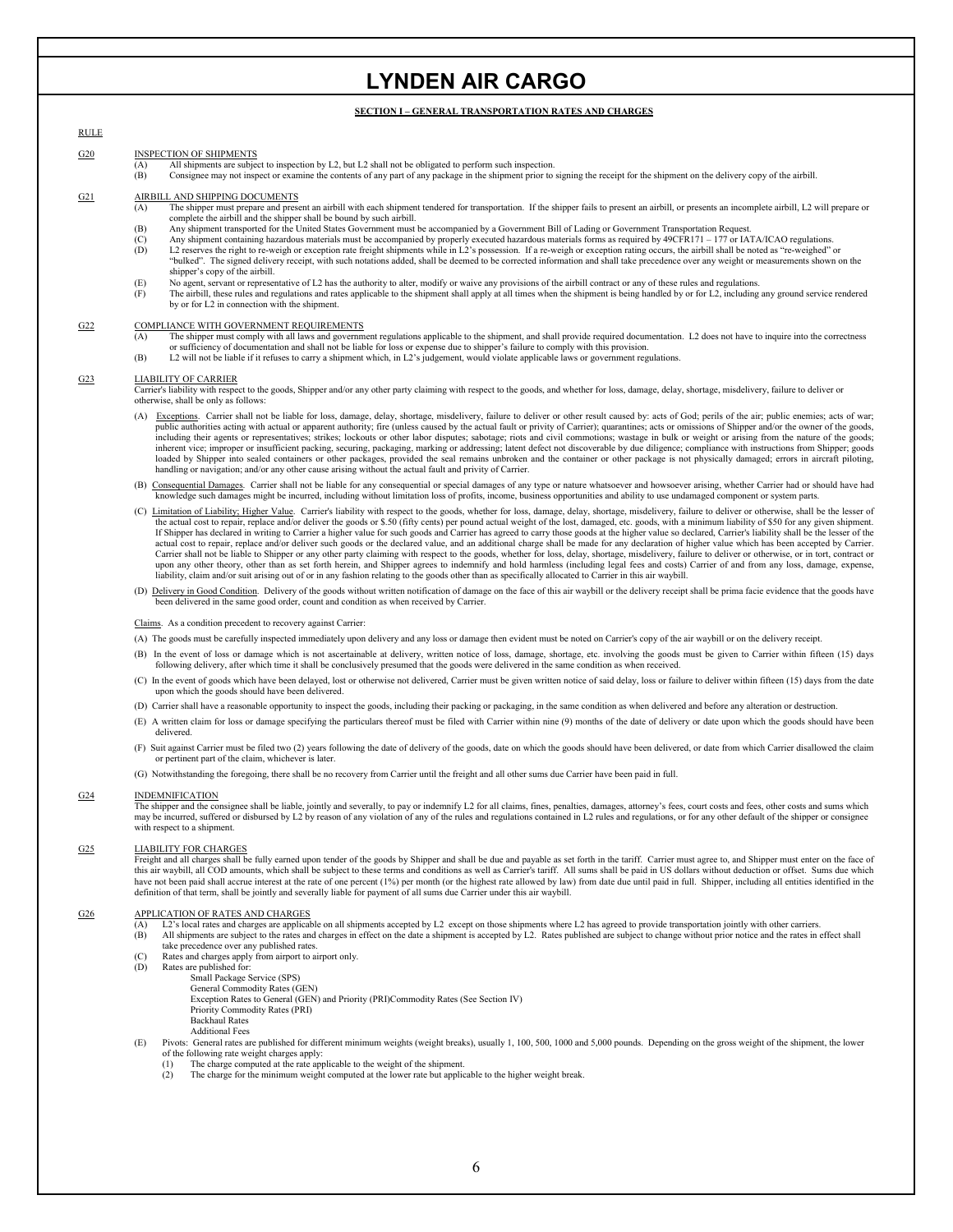# LYNDEN AIR CARGO

## SECTION I – GENERAL TRANSPORTATION RATES AND CHARGES

RULE

### G20 INSPECTION OF SHIPMENTS

(A) All shipments are subject to inspection by L2, but L2 shall not be obligated to perform such inspection.

(B) Consignee may not inspect or examine the contents of any part of any package in the shipment prior to signing the receipt for the shipment on the delivery copy of the airbill.

### G21 AIRBILL AND SHIPPING DOCUMENTS

(A) The shipper must prepare and present an airbill with each shipment tendered for transportation. If the shipper fails to present an airbill, or presents an incomplete airbill, L2 will prepare or complete the airbill and the shipper shall be bound by such airbill.

(B) Any shipment transported for the United States Government must be accompanied by a Government Bill of Lading or Government Transportation Request.

(C) Any shipment containing hazardous materials must be accompanied by properly executed hazardous materials forms as required by 49CFR171 – 177 or IATA/ICAO regulations.

(D) L2 reserves the right to re-weigh or exception rate freight shipments while in L2's possession. If a re-weigh or exception rating occurs, the airbill shall be noted as "re-weighed" or "bulked". The signed delivery receipt, with such notations added, shall be deemed to be corrected information and shall take precedence over any weight or measurements shown on the shipper's copy of the airbill.

(E) No agent, servant or representative of L2 has the authority to alter, modify or waive any provisions of the airbill contract or any of these rules and regulations.

(F) The airbill, these rules and regulations and rates applicable to the shipment shall apply at all times when the shipment is being handled by or for L2, including any ground service rendered by or for L2 in connection with the shipment.

### G22 COMPLIANCE WITH GOVERNMENT REQUIREMENTS

(A) The shipper must comply with all laws and government regulations applicable to the shipment, and shall provide required documentation. L2 does not have to inquire into the correctness or sufficiency of documentation and shall not be liable for loss or expense due to shipper's failure to comply with this provision.

(B) L2 will not be liable if it refuses to carry a shipment which, in L2's judgement, would violate applicable laws or government regulations.

### G23 LIABILITY OF CARRIER

Carrier's liability with respect to the goods, Shipper and/or any other party claiming with respect to the goods, and whether for loss, damage, delay, shortage, misdelivery, failure to deliver or otherwise, shall be only as follows:

(A) Exceptions. Carrier shall not be liable for loss, damage, delay, shortage, misdelivery, failure to deliver or other result caused by: acts of God; perils of the air; public enemies; acts of war; public authorities acting with actual or apparent authority; fire (unless caused by the actual fault or privity of Carrier); quarantines; acts or omissions of Shipper and/or the owner of the goods, including their agents or representatives; strikes; lockouts or other labor disputes; sabotage; riots and civil commotions; wastage in bulk or weight or arising from the nature of the goods; inherent vice; improper or insufficient packing, securing, packaging, marking or addressing; latent defect not discoverable by due diligence; compliance with instructions from Shipper; goods loaded by Shipper into sealed containers or other packages, provided the seal remains unbroken and the container or other package is not physically damaged; errors in aircraft piloting, handling or navigation; and/or any other cause arising without the actual fault and privity of Carrier.

(B) Consequential Damages. Carrier shall not be liable for any consequential or special damages of any type or nature whatsoever and howsoever arising, whether Carrier had or should have had knowledge such damages might be incurred, including without limitation loss of profits, income, business opportunities and ability to use undamaged component or system parts.

(C) Limitation of Liability; Higher Value. Carrier's liability with respect to the goods, whether for loss, damage, delay, shortage, misdelivery, failure to deliver or otherwise, shall be the lesser of the actual cost to repair, replace and/or deliver the goods or $.50 (fifty cents) per pound actual weight of the lost, damaged, etc. goods, with a minimum liability of $50 for any given shipment. If Shipper has declared in writing to Carrier a higher value for such goods and Carrier has agreed to carry those goods at the higher value so declared, Carrier's liability shall be the lesser of the actual cost to repair, replace and/or deliver such goods or the declared value, and an additional charge shall be made for any declaration of higher value which has been accepted by Carrier. Carrier shall not be liable to Shipper or any other party claiming with respect to the goods, whether for loss, damage, delay, shortage, misdelivery, failure to deliver or otherwise, or in tort, contract or upon any other theory, other than as set forth herein, and Shipper agrees to indemnify and hold harmless (including legal fees and costs) Carrier of and from any loss, damage, expense, liability, claim and/or suit arising out of or in any fashion relating to the goods other than as specifically allocated to Carrier in this air waybill.

(D) Delivery in Good Condition. Delivery of the goods without written notification of damage on the face of this air waybill or the delivery receipt shall be prima facie evidence that the goods have been delivered in the same good order, count and condition as when received by Carrier.

Claims. As a condition precedent to recovery against Carrier:

(A) The goods must be carefully inspected immediately upon delivery and any loss or damage then evident must be noted on Carrier's copy of the air waybill or on the delivery receipt.

(B) In the event of loss or damage which is not ascertainable at delivery, written notice of loss, damage, shortage, etc. involving the goods must be given to Carrier within fifteen (15) days following delivery, after which time it shall be conclusively presumed that the goods were delivered in the same condition as when received.

(C) In the event of goods which have been delayed, lost or otherwise not delivered, Carrier must be given written notice of said delay, loss or failure to deliver within fifteen (15) days from the date upon which the goods should have been delivered.

(D) Carrier shall have a reasonable opportunity to inspect the goods, including their packing or packaging, in the same condition as when delivered and before any alteration or destruction.

(E) A written claim for loss or damage specifying the particulars thereof must be filed with Carrier within nine (9) months of the date of delivery or date upon which the goods should have been delivered.

(F) Suit against Carrier must be filed two (2) years following the date of delivery of the goods, date on which the goods should have been delivered, or date from which Carrier disallowed the claim or pertinent part of the claim, whichever is later.

(G) Notwithstanding the foregoing, there shall be no recovery from Carrier until the freight and all other sums due Carrier have been paid in full.

### G24 INDEMNIFICATION

The shipper and the consignee shall be liable, jointly and severally, to pay or indemnify L2 for all claims, fines, penalties, damages, attorney's fees, court costs and fees, other costs and sums which may be incurred, suffered or disbursed by L2 by reason of any violation of any of the rules and regulations contained in L2 rules and regulations, or for any other default of the shipper or consignee with respect to a shipment.

### G25 LIABILITY FOR CHARGES

Freight and all charges shall be fully earned upon tender of the goods by Shipper and shall be due and payable as set forth in the tariff. Carrier must agree to, and Shipper must enter on the face of this air waybill, all COD amounts, which shall be subject to these terms and conditions as well as Carrier's tariff. All sums shall be paid in US dollars without deduction or offset. Sums due which have not been paid shall accrue interest at the rate of one percent (1%) per month (or the highest rate allowed by law) from date due until paid in full. Shipper, including all entities identified in the definition of that term, shall be jointly and severally liable for payment of all sums due Carrier under this air waybill.

### G26 APPLICATION OF RATES AND CHARGES

(A) L2's local rates and charges are applicable on all shipments accepted by L2 except on those shipments where L2 has agreed to provide transportation jointly with other carriers.

(B) All shipments are subject to the rates and charges in effect on the date a shipment is accepted by L2. Rates published are subject to change without prior notice and the rates in effect shall take precedence over any published rates.

(C) Rates and charges apply from airport to airport only.

(D) Rates are published for:
- Small Package Service (SPS)
- General Commodity Rates (GEN)
- Exception Rates to General (GEN) and Priority (PRI)Commodity Rates (See Section IV)
- Priority Commodity Rates (PRI)
- Backhaul Rates
- Additional Fees

(E) Pivots: General rates are published for different minimum weights (weight breaks), usually 1, 100, 500, 1000 and 5,000 pounds. Depending on the gross weight of the shipment, the lower of the following rate weight charges apply:
1. The charge computed at the rate applicable to the weight of the shipment.
2. The charge for the minimum weight computed at the lower rate but applicable to the higher weight break.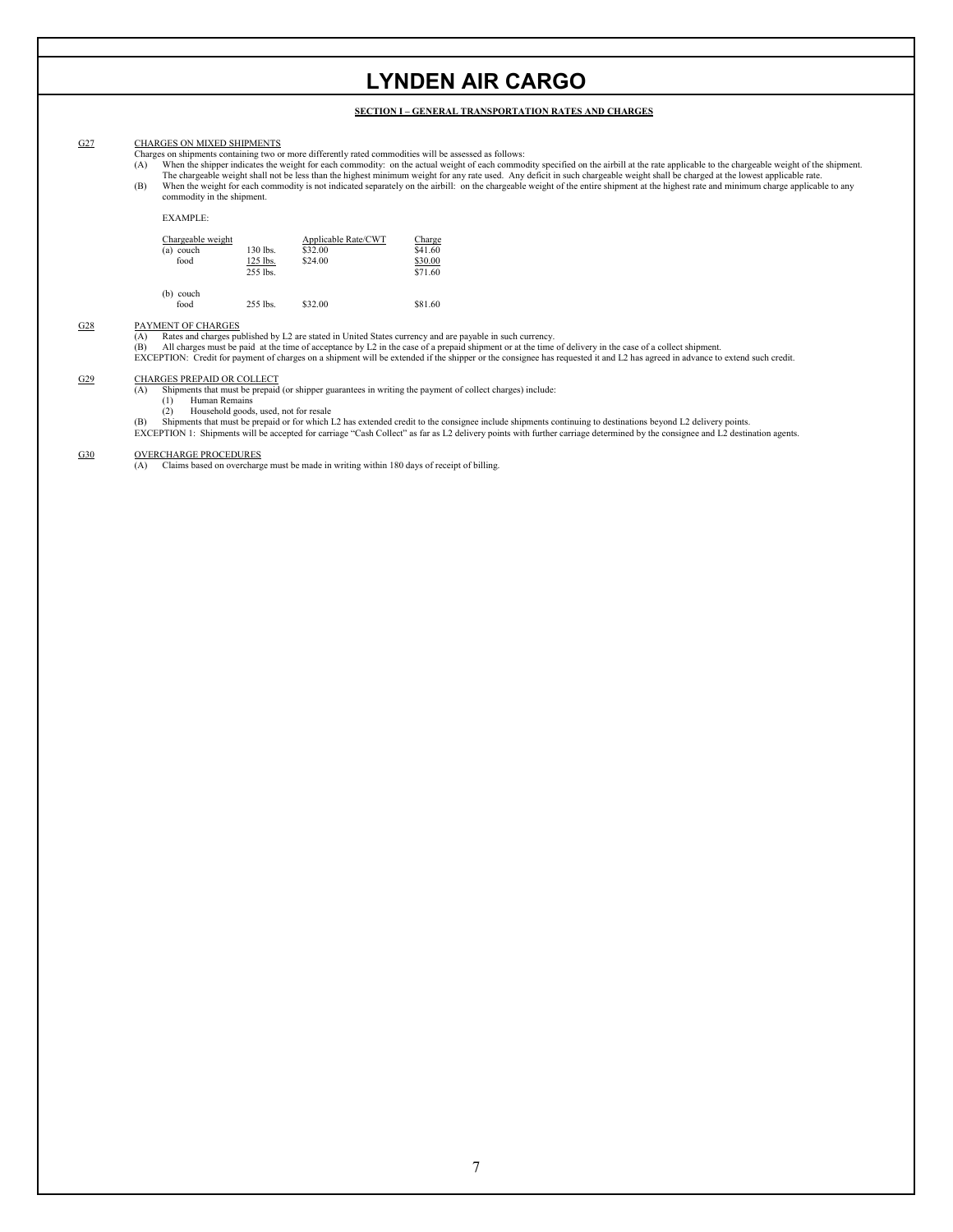# LYNDEN AIR CARGO

**SECTION I – GENERAL TRANSPORTATION RATES AND CHARGES**

G27 CHARGES ON MIXED SHIPMENTS

Charges on shipments containing two or more differently rated commodities will be assessed as follows:

(A) When the shipper indicates the weight for each commodity: on the actual weight of each commodity specified on the airbill at the rate applicable to the chargeable weight of the shipment. The chargeable weight shall not be less than the highest minimum weight for any rate used. Any deficit in such chargeable weight shall be charged at the lowest applicable rate.

(B) When the weight for each commodity is not indicated separately on the airbill: on the chargeable weight of the entire shipment at the highest rate and minimum charge applicable to any commodity in the shipment.

EXAMPLE:

| Chargeable weight | | Applicable Rate/CWT | Charge |
|---|---|---|---|
| (a) couch | 130 lbs. | $32.00 | $41.60 |
| food | 125 lbs. | $24.00 | $30.00 |
| | 255 lbs. | | $71.60 |
| (b) couch | | | |
| food | 255 lbs. | $32.00 | $81.60 |

G28 PAYMENT OF CHARGES

(A) Rates and charges published by L2 are stated in United States currency and are payable in such currency.

(B) All charges must be paid at the time of acceptance by L2 in the case of a prepaid shipment or at the time of delivery in the case of a collect shipment.

EXCEPTION: Credit for payment of charges on a shipment will be extended if the shipper or the consignee has requested it and L2 has agreed in advance to extend such credit.

G29 CHARGES PREPAID OR COLLECT

(A) Shipments that must be prepaid (or shipper guarantees in writing the payment of collect charges) include:

(1) Human Remains

(2) Household goods, used, not for resale

(B) Shipments that must be prepaid or for which L2 has extended credit to the consignee include shipments continuing to destinations beyond L2 delivery points.

EXCEPTION 1: Shipments will be accepted for carriage "Cash Collect" as far as L2 delivery points with further carriage determined by the consignee and L2 destination agents.

G30 OVERCHARGE PROCEDURES

(A) Claims based on overcharge must be made in writing within 180 days of receipt of billing.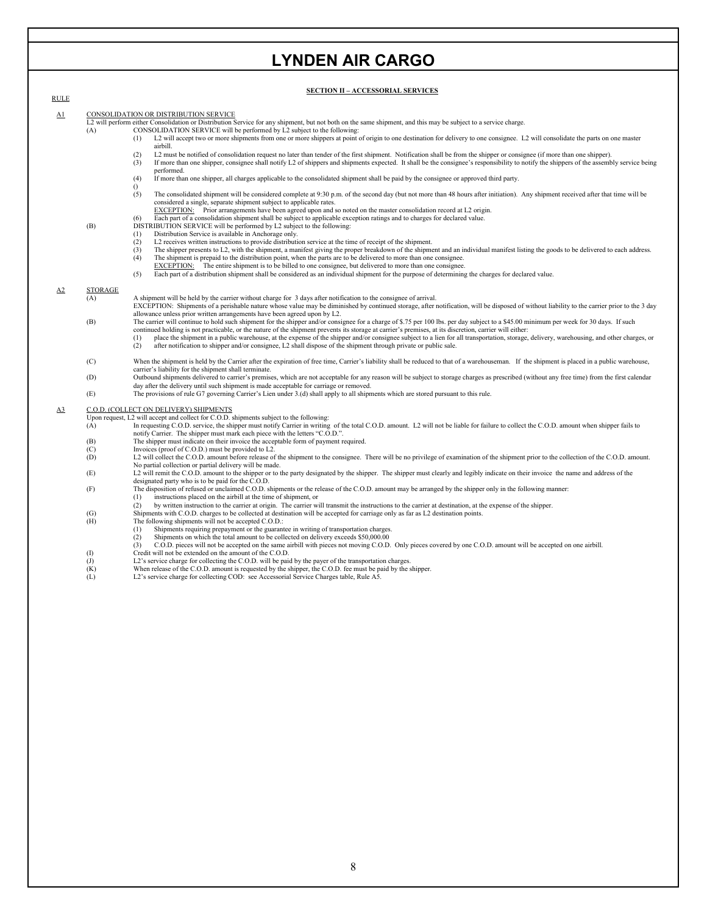# LYNDEN AIR CARGO

## SECTION II – ACCESSORIAL SERVICES

RULE

**A1** CONSOLIDATION OR DISTRIBUTION SERVICE

L2 will perform either Consolidation or Distribution Service for any shipment, but not both on the same shipment, and this may be subject to a service charge.

(A) CONSOLIDATION SERVICE will be performed by L2 subject to the following:

(1) L2 will accept two or more shipments from one or more shippers at point of origin to one destination for delivery to one consignee. L2 will consolidate the parts on one master airbill.

(2) L2 must be notified of consolidation request no later than tender of the first shipment. Notification shall be from the shipper or consignee (if more than one shipper).

(3) If more than one shipper, consignee shall notify L2 of shippers and shipments expected. It shall be the consignee's responsibility to notify the shippers of the assembly service being performed.

(4) If more than one shipper, all charges applicable to the consolidated shipment shall be paid by the consignee or approved third party.

()

(5) The consolidated shipment will be considered complete at 9:30 p.m. of the second day (but not more than 48 hours after initiation). Any shipment received after that time will be considered a single, separate shipment subject to applicable rates.

EXCEPTION: Prior arrangements have been agreed upon and so noted on the master consolidation record at L2 origin.

(6) Each part of a consolidation shipment shall be subject to applicable exception ratings and to charges for declared value.

(B) DISTRIBUTION SERVICE will be performed by L2 subject to the following:

(1) Distribution Service is available in Anchorage only.

(2) L2 receives written instructions to provide distribution service at the time of receipt of the shipment.

(3) The shipper presents to L2, with the shipment, a manifest giving the proper breakdown of the shipment and an individual manifest listing the goods to be delivered to each address.

(4) The shipment is prepaid to the distribution point, when the parts are to be delivered to more than one consignee.

EXCEPTION: The entire shipment is to be billed to one consignee, but delivered to more than one consignee.

(5) Each part of a distribution shipment shall be considered as an individual shipment for the purpose of determining the charges for declared value.

**A2** STORAGE

(A) A shipment will be held by the carrier without charge for 3 days after notification to the consignee of arrival.

EXCEPTION: Shipments of a perishable nature whose value may be diminished by continued storage, after notification, will be disposed of without liability to the carrier prior to the 3 day allowance unless prior written arrangements have been agreed upon by L2.

(B) The carrier will continue to hold such shipment for the shipper and/or consignee for a charge of $.75 per 100 lbs. per day subject to a $45.00 minimum per week for 30 days. If such continued holding is not practicable, or the nature of the shipment prevents its storage at carrier's premises, at its discretion, carrier will either:

(1) place the shipment in a public warehouse, at the expense of the shipper and/or consignee subject to a lien for all transportation, storage, delivery, warehousing, and other charges, or

(2) after notification to shipper and/or consignee, L2 shall dispose of the shipment through private or public sale.

(C) When the shipment is held by the Carrier after the expiration of free time, Carrier's liability shall be reduced to that of a warehouseman. If the shipment is placed in a public warehouse, carrier's liability for the shipment shall terminate.

(D) Outbound shipments delivered to carrier's premises, which are not acceptable for any reason will be subject to storage charges as prescribed (without any free time) from the first calendar day after the delivery until such shipment is made acceptable for carriage or removed.

(E) The provisions of rule G7 governing Carrier's Lien under 3.(d) shall apply to all shipments which are stored pursuant to this rule.

**A3** C.O.D. (COLLECT ON DELIVERY) SHIPMENTS

Upon request, L2 will accept and collect for C.O.D. shipments subject to the following:

(A) In requesting C.O.D. service, the shipper must notify Carrier in writing of the total C.O.D. amount. L2 will not be liable for failure to collect the C.O.D. amount when shipper fails to notify Carrier. The shipper must mark each piece with the letters "C.O.D.".

(B) The shipper must indicate on their invoice the acceptable form of payment required.

(C) Invoices (proof of C.O.D.) must be provided to L2.

(D) L2 will collect the C.O.D. amount before release of the shipment to the consignee. There will be no privilege of examination of the shipment prior to the collection of the C.O.D. amount. No partial collection or partial delivery will be made.

(E) L2 will remit the C.O.D. amount to the shipper or to the party designated by the shipper. The shipper must clearly and legibly indicate on their invoice the name and address of the designated party who is to be paid for the C.O.D.

(F) The disposition of refused or unclaimed C.O.D. shipments or the release of the C.O.D. amount may be arranged by the shipper only in the following manner:

(1) instructions placed on the airbill at the time of shipment, or

(2) by written instruction to the carrier at origin. The carrier will transmit the instructions to the carrier at destination, at the expense of the shipper.

(G) Shipments with C.O.D. charges to be collected at destination will be accepted for carriage only as far as L2 destination points.

(H) The following shipments will not be accepted C.O.D.:

(1) Shipments requiring prepayment or the guarantee in writing of transportation charges.

(2) Shipments on which the total amount to be collected on delivery exceeds $50,000.00

(3) C.O.D. pieces will not be accepted on the same airbill with pieces not moving C.O.D. Only pieces covered by one C.O.D. amount will be accepted on one airbill.

(I) Credit will not be extended on the amount of the C.O.D.

(J) L2's service charge for collecting the C.O.D. will be paid by the payer of the transportation charges.

(K) When release of the C.O.D. amount is requested by the shipper, the C.O.D. fee must be paid by the shipper.

(L) L2's service charge for collecting COD: see Accessorial Service Charges table, Rule A5.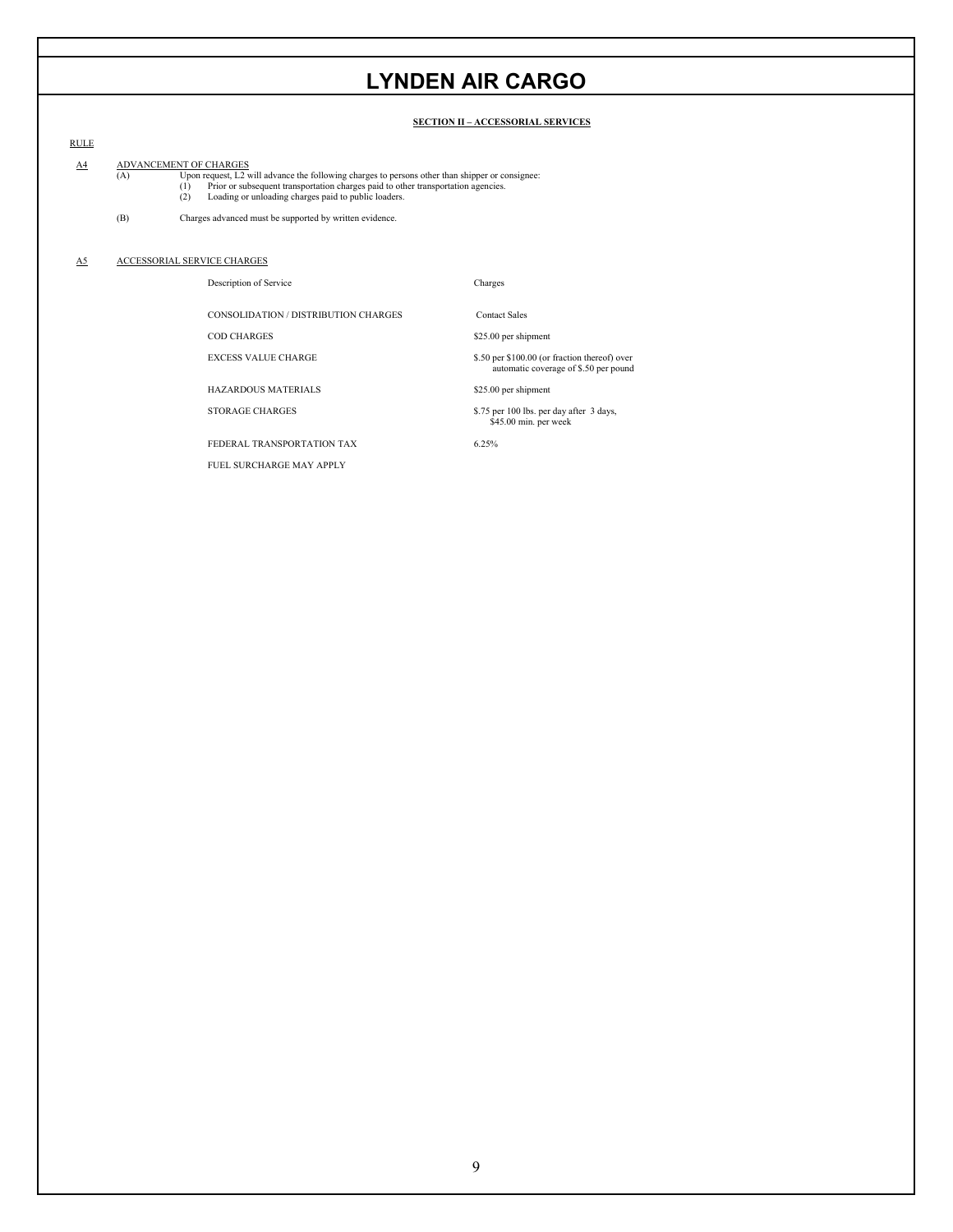# LYNDEN AIR CARGO

**SECTION II – ACCESSORIAL SERVICES**

RULE

A4 ADVANCEMENT OF CHARGES

(A) Upon request, L2 will advance the following charges to persons other than shipper or consignee:

(1) Prior or subsequent transportation charges paid to other transportation agencies.

(2) Loading or unloading charges paid to public loaders.

(B) Charges advanced must be supported by written evidence.

A5 ACCESSORIAL SERVICE CHARGES

| Description of Service | Charges |
| --- | --- |
| CONSOLIDATION / DISTRIBUTION CHARGES | Contact Sales |
| COD CHARGES | $25.00 per shipment |
| EXCESS VALUE CHARGE | $.50 per $100.00 (or fraction thereof) over automatic coverage of $.50 per pound |
| HAZARDOUS MATERIALS | $25.00 per shipment |
| STORAGE CHARGES | $.75 per 100 lbs. per day after 3 days, $45.00 min. per week |
| FEDERAL TRANSPORTATION TAX | 6.25% |
| FUEL SURCHARGE MAY APPLY | |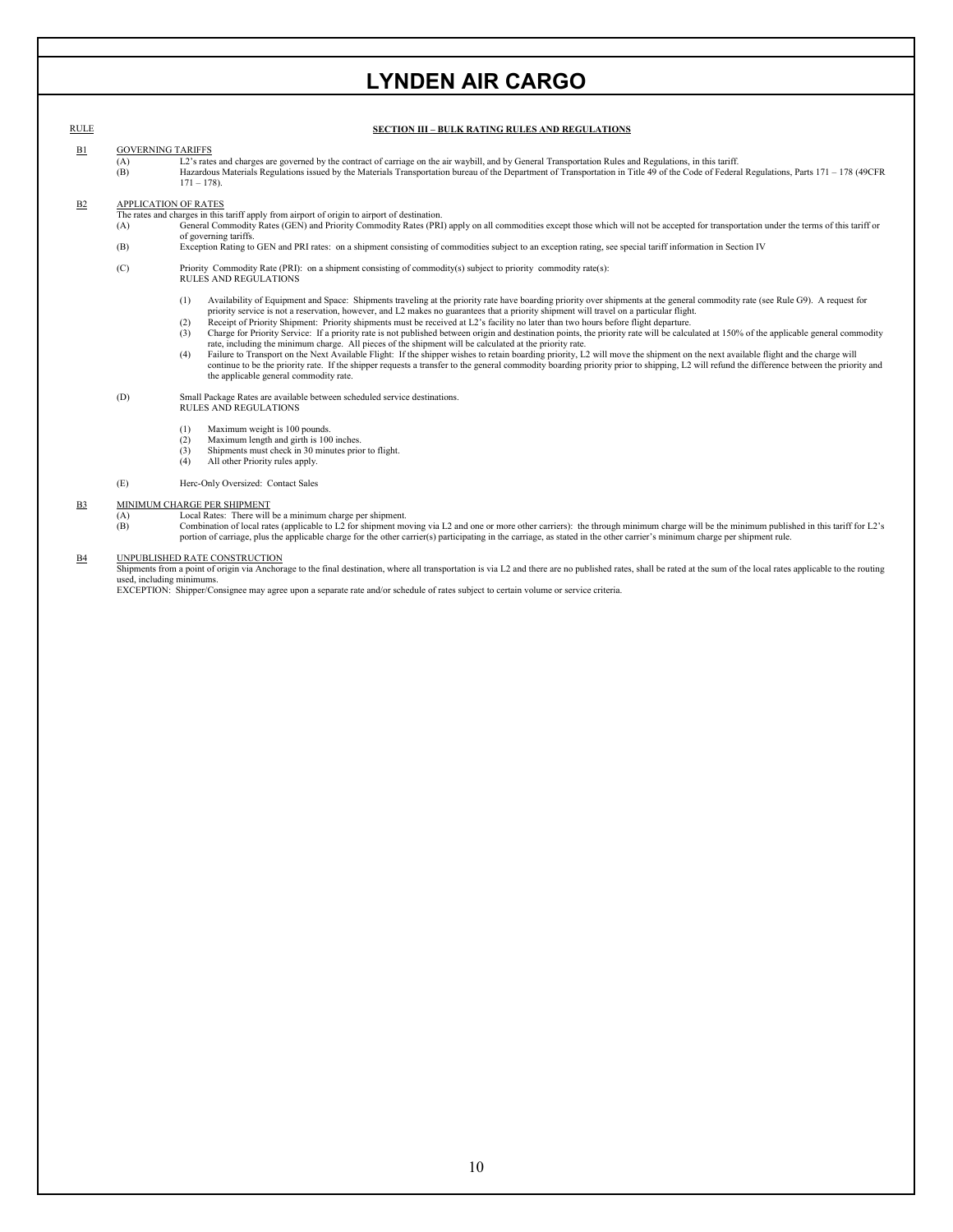# LYNDEN AIR CARGO

RULE

**SECTION III – BULK RATING RULES AND REGULATIONS**

**B1** GOVERNING TARIFFS

(A) L2's rates and charges are governed by the contract of carriage on the air waybill, and by General Transportation Rules and Regulations, in this tariff.

(B) Hazardous Materials Regulations issued by the Materials Transportation bureau of the Department of Transportation in Title 49 of the Code of Federal Regulations, Parts 171 – 178 (49CFR 171 – 178).

**B2** APPLICATION OF RATES

The rates and charges in this tariff apply from airport of origin to airport of destination.

(A) General Commodity Rates (GEN) and Priority Commodity Rates (PRI) apply on all commodities except those which will not be accepted for transportation under the terms of this tariff or of governing tariffs.

(B) Exception Rating to GEN and PRI rates: on a shipment consisting of commodities subject to an exception rating, see special tariff information in Section IV

(C) Priority Commodity Rate (PRI): on a shipment consisting of commodity(s) subject to priority commodity rate(s):
RULES AND REGULATIONS

(1) Availability of Equipment and Space: Shipments traveling at the priority rate have boarding priority over shipments at the general commodity rate (see Rule G9). A request for priority service is not a reservation, however, and L2 makes no guarantees that a priority shipment will travel on a particular flight.

(2) Receipt of Priority Shipment: Priority shipments must be received at L2's facility no later than two hours before flight departure.

(3) Charge for Priority Service: If a priority rate is not published between origin and destination points, the priority rate will be calculated at 150% of the applicable general commodity rate, including the minimum charge. All pieces of the shipment will be calculated at the priority rate.

(4) Failure to Transport on the Next Available Flight: If the shipper wishes to retain boarding priority, L2 will move the shipment on the next available flight and the charge will continue to be the priority rate. If the shipper requests a transfer to the general commodity boarding priority prior to shipping, L2 will refund the difference between the priority and the applicable general commodity rate.

(D) Small Package Rates are available between scheduled service destinations.
RULES AND REGULATIONS

(1) Maximum weight is 100 pounds.
(2) Maximum length and girth is 100 inches.
(3) Shipments must check in 30 minutes prior to flight.
(4) All other Priority rules apply.

(E) Herc-Only Oversized: Contact Sales

**B3** MINIMUM CHARGE PER SHIPMENT

(A) Local Rates: There will be a minimum charge per shipment.

(B) Combination of local rates (applicable to L2 for shipment moving via L2 and one or more other carriers): the through minimum charge will be the minimum published in this tariff for L2's portion of carriage, plus the applicable charge for the other carrier(s) participating in the carriage, as stated in the other carrier's minimum charge per shipment rule.

**B4** UNPUBLISHED RATE CONSTRUCTION

Shipments from a point of origin via Anchorage to the final destination, where all transportation is via L2 and there are no published rates, shall be rated at the sum of the local rates applicable to the routing used, including minimums.

EXCEPTION: Shipper/Consignee may agree upon a separate rate and/or schedule of rates subject to certain volume or service criteria.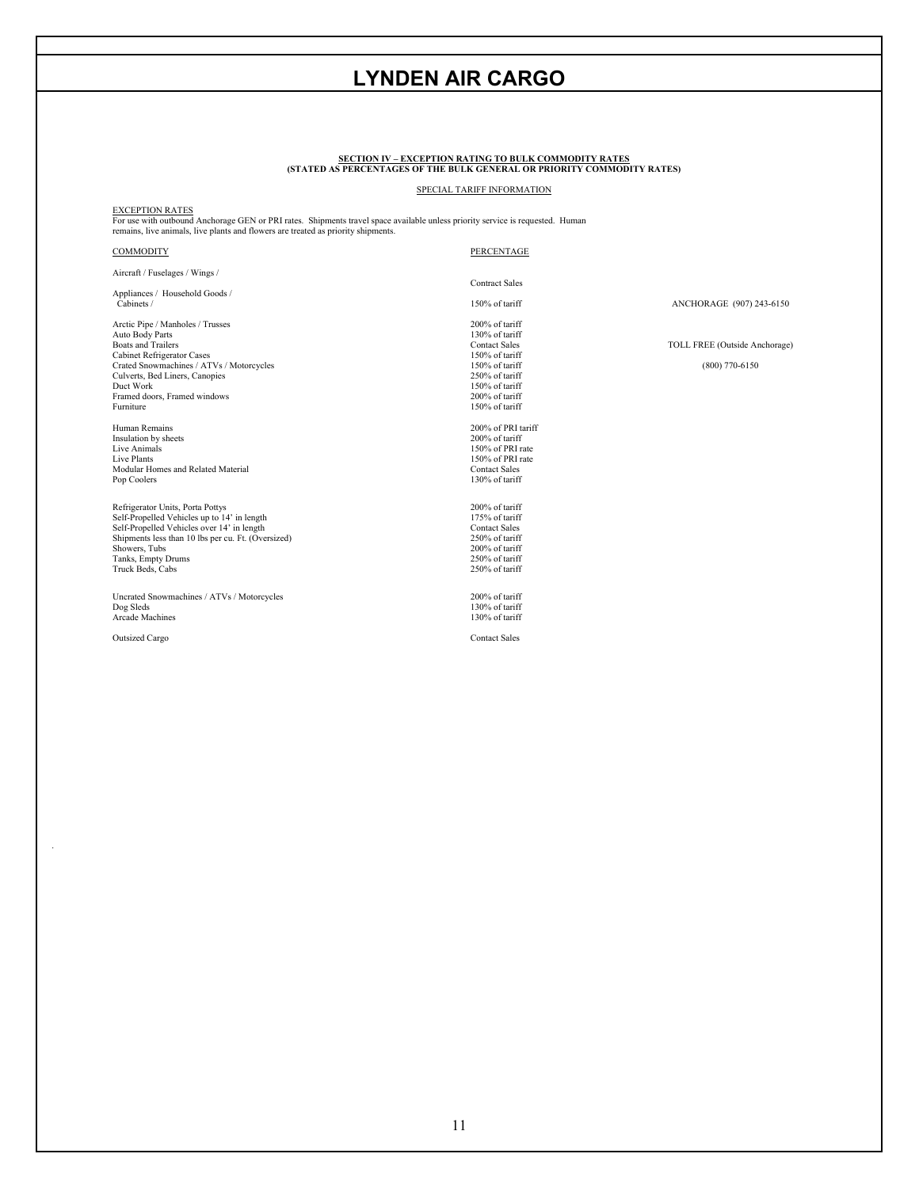# LYNDEN AIR CARGO

**SECTION IV – EXCEPTION RATING TO BULK COMMODITY RATES**
**(STATED AS PERCENTAGES OF THE BULK GENERAL OR PRIORITY COMMODITY RATES)**

SPECIAL TARIFF INFORMATION

EXCEPTION RATES
For use with outbound Anchorage GEN or PRI rates. Shipments travel space available unless priority service is requested. Human remains, live animals, live plants and flowers are treated as priority shipments.

| COMMODITY | PERCENTAGE | |
|---|---|---|
| Aircraft / Fuselages / Wings / | Contract Sales | |
| Appliances / Household Goods / Cabinets / | 150% of tariff | ANCHORAGE (907) 243-6150 |
| Arctic Pipe / Manholes / Trusses | 200% of tariff | |
| Auto Body Parts | 130% of tariff | |
| Boats and Trailers | Contact Sales | TOLL FREE (Outside Anchorage) |
| Cabinet Refrigerator Cases | 150% of tariff | |
| Crated Snowmachines / ATVs / Motorcycles | 150% of tariff | (800) 770-6150 |
| Culverts, Bed Liners, Canopies | 250% of tariff | |
| Duct Work | 150% of tariff | |
| Framed doors, Framed windows | 200% of tariff | |
| Furniture | 150% of tariff | |
| Human Remains | 200% of PRI tariff | |
| Insulation by sheets | 200% of tariff | |
| Live Animals | 150% of PRI rate | |
| Live Plants | 150% of PRI rate | |
| Modular Homes and Related Material | Contact Sales | |
| Pop Coolers | 130% of tariff | |
| Refrigerator Units, Porta Pottys | 200% of tariff | |
| Self-Propelled Vehicles up to 14' in length | 175% of tariff | |
| Self-Propelled Vehicles over 14' in length | Contact Sales | |
| Shipments less than 10 lbs per cu. Ft. (Oversized) | 250% of tariff | |
| Showers, Tubs | 200% of tariff | |
| Tanks, Empty Drums | 250% of tariff | |
| Truck Beds, Cabs | 250% of tariff | |
| Uncrated Snowmachines / ATVs / Motorcycles | 200% of tariff | |
| Dog Sleds | 130% of tariff | |
| Arcade Machines | 130% of tariff | |
| Outsized Cargo | Contact Sales | |